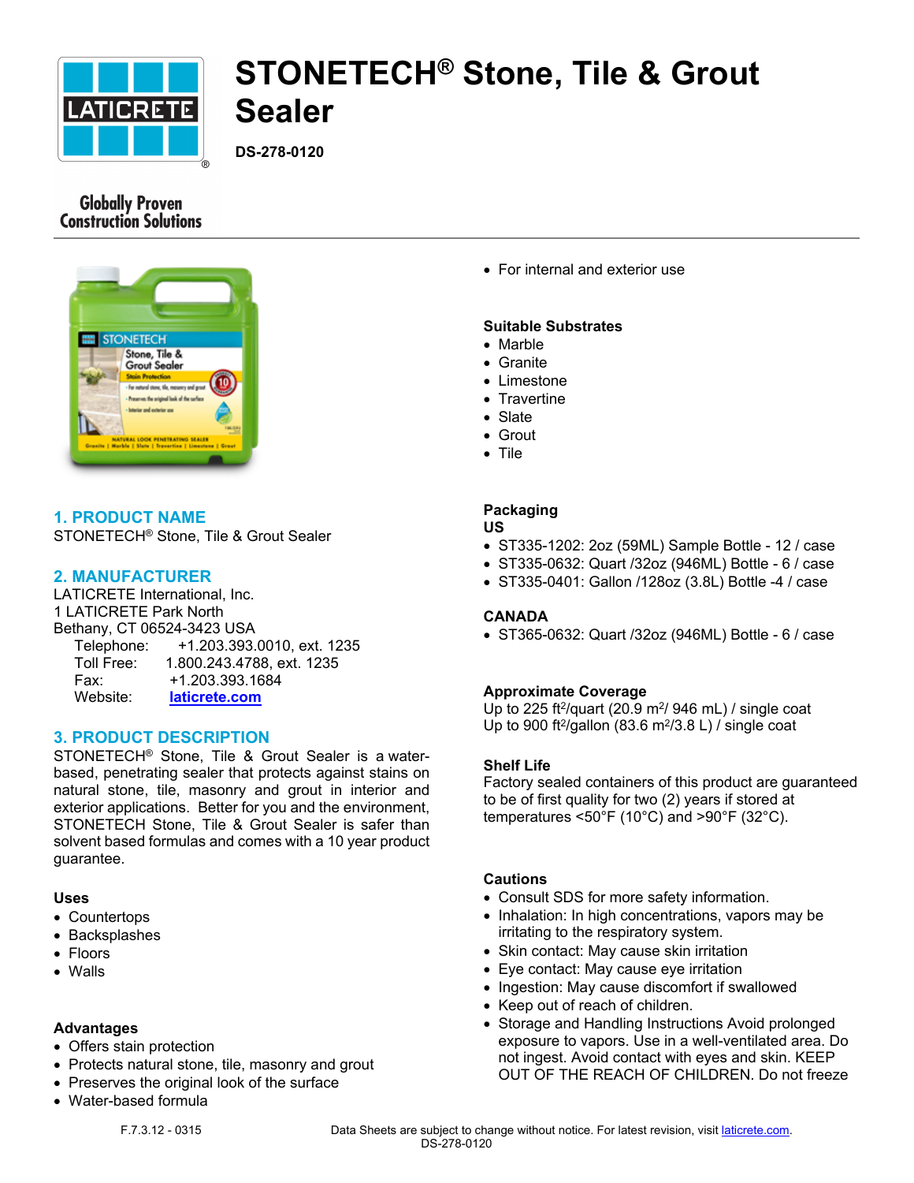# STONETECH® Stone, Tile & Grout Sealer

**DS-278-0120**

Globally Proven Construction Solutions

## 1. PRODUCT NAME

STONETECH® Stone, Tile & Grout Sealer

## 2. MANUFACTURER

LATICRETE International, Inc.
1 LATICRETE Park North
Bethany, CT 06524-3423 USA

Telephone: +1.203.393.0010, ext. 1235
Toll Free: 1.800.243.4788, ext. 1235
Fax: +1.203.393.1684
Website: laticrete.com

## 3. PRODUCT DESCRIPTION

STONETECH® Stone, Tile & Grout Sealer is a water-based, penetrating sealer that protects against stains on natural stone, tile, masonry and grout in interior and exterior applications. Better for you and the environment, STONETECH Stone, Tile & Grout Sealer is safer than solvent based formulas and comes with a 10 year product guarantee.

### Uses

- Countertops
- Backsplashes
- Floors
- Walls

### Advantages

- Offers stain protection
- Protects natural stone, tile, masonry and grout
- Preserves the original look of the surface
- Water-based formula
- For internal and exterior use

### Suitable Substrates

- Marble
- Granite
- Limestone
- Travertine
- Slate
- Grout
- Tile

### Packaging

**US**

- ST335-1202: 2oz (59ML) Sample Bottle - 12 / case
- ST335-0632: Quart /32oz (946ML) Bottle - 6 / case
- ST335-0401: Gallon /128oz (3.8L) Bottle -4 / case

**CANADA**

- ST365-0632: Quart /32oz (946ML) Bottle - 6 / case

### Approximate Coverage

Up to 225 ft$^2$/quart (20.9 m$^2$/ 946 mL) / single coat
Up to 900 ft$^2$/gallon (83.6 m$^2$/3.8 L) / single coat

### Shelf Life

Factory sealed containers of this product are guaranteed to be of first quality for two (2) years if stored at temperatures <50°F (10°C) and >90°F (32°C).

### Cautions

- Consult SDS for more safety information.
- Inhalation: In high concentrations, vapors may be irritating to the respiratory system.
- Skin contact: May cause skin irritation
- Eye contact: May cause eye irritation
- Ingestion: May cause discomfort if swallowed
- Keep out of reach of children.
- Storage and Handling Instructions Avoid prolonged exposure to vapors. Use in a well-ventilated area. Do not ingest. Avoid contact with eyes and skin. KEEP OUT OF THE REACH OF CHILDREN. Do not freeze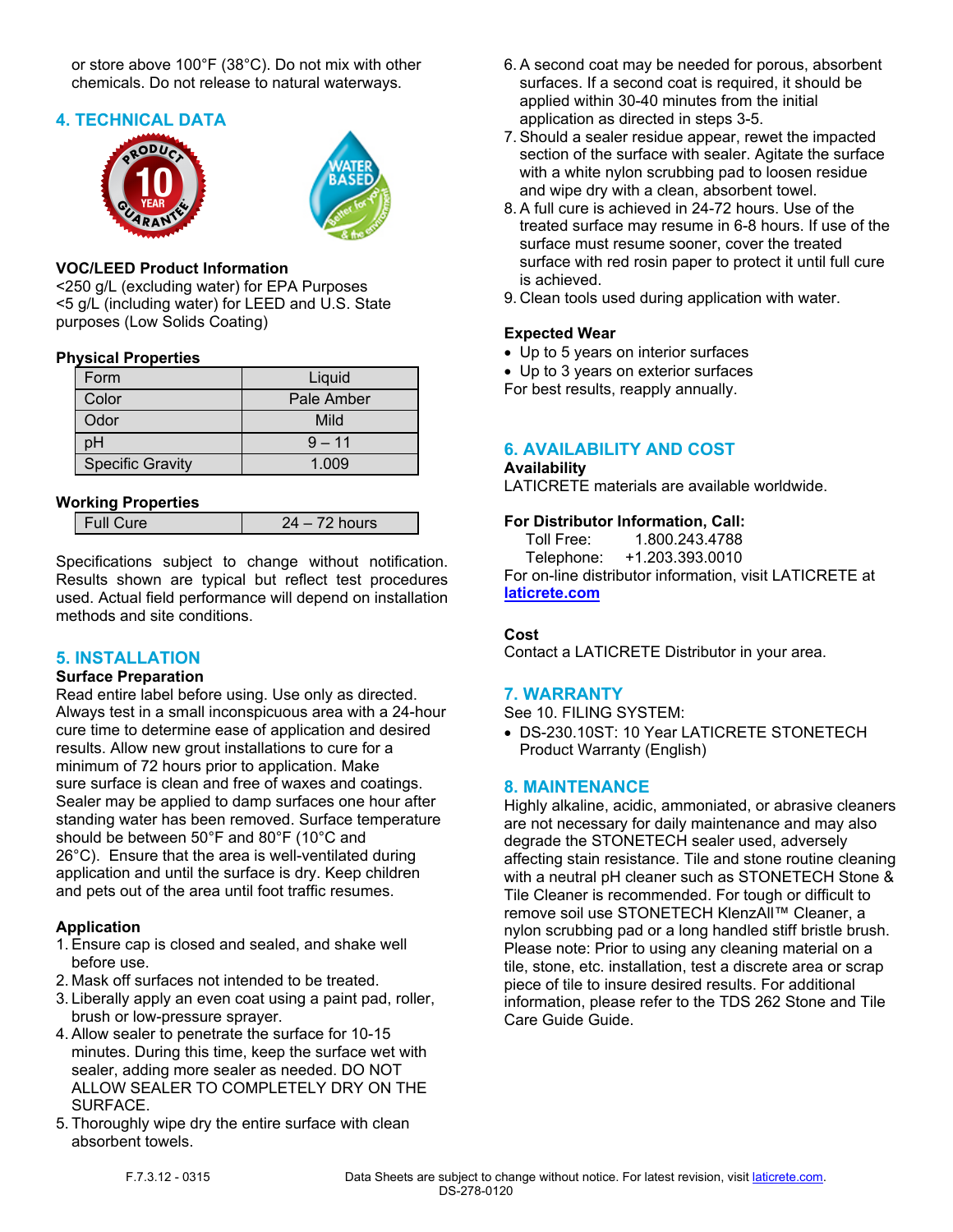or store above 100°F (38°C). Do not mix with other chemicals. Do not release to natural waterways.

## 4. TECHNICAL DATA

**VOC/LEED Product Information**
<250 g/L (excluding water) for EPA Purposes
<5 g/L (including water) for LEED and U.S. State purposes (Low Solids Coating)

**Physical Properties**

| | |
|---|---|
| Form | Liquid |
| Color | Pale Amber |
| Odor | Mild |
| pH | 9 – 11 |
| Specific Gravity | 1.009 |

**Working Properties**

| | |
|---|---|
| Full Cure | 24 – 72 hours |

Specifications subject to change without notification. Results shown are typical but reflect test procedures used. Actual field performance will depend on installation methods and site conditions.

## 5. INSTALLATION

**Surface Preparation**
Read entire label before using. Use only as directed. Always test in a small inconspicuous area with a 24-hour cure time to determine ease of application and desired results. Allow new grout installations to cure for a minimum of 72 hours prior to application. Make sure surface is clean and free of waxes and coatings. Sealer may be applied to damp surfaces one hour after standing water has been removed. Surface temperature should be between 50°F and 80°F (10°C and 26°C). Ensure that the area is well-ventilated during application and until the surface is dry. Keep children and pets out of the area until foot traffic resumes.

**Application**
1. Ensure cap is closed and sealed, and shake well before use.
2. Mask off surfaces not intended to be treated.
3. Liberally apply an even coat using a paint pad, roller, brush or low-pressure sprayer.
4. Allow sealer to penetrate the surface for 10-15 minutes. During this time, keep the surface wet with sealer, adding more sealer as needed. DO NOT ALLOW SEALER TO COMPLETELY DRY ON THE SURFACE.
5. Thoroughly wipe dry the entire surface with clean absorbent towels.
6. A second coat may be needed for porous, absorbent surfaces. If a second coat is required, it should be applied within 30-40 minutes from the initial application as directed in steps 3-5.
7. Should a sealer residue appear, rewet the impacted section of the surface with sealer. Agitate the surface with a white nylon scrubbing pad to loosen residue and wipe dry with a clean, absorbent towel.
8. A full cure is achieved in 24-72 hours. Use of the treated surface may resume in 6-8 hours. If use of the surface must resume sooner, cover the treated surface with red rosin paper to protect it until full cure is achieved.
9. Clean tools used during application with water.

**Expected Wear**
- Up to 5 years on interior surfaces
- Up to 3 years on exterior surfaces

For best results, reapply annually.

## 6. AVAILABILITY AND COST

**Availability**
LATICRETE materials are available worldwide.

**For Distributor Information, Call:**
Toll Free: 1.800.243.4788
Telephone: +1.203.393.0010
For on-line distributor information, visit LATICRETE at **laticrete.com**

**Cost**
Contact a LATICRETE Distributor in your area.

## 7. WARRANTY

See 10. FILING SYSTEM:
- DS-230.10ST: 10 Year LATICRETE STONETECH Product Warranty (English)

## 8. MAINTENANCE

Highly alkaline, acidic, ammoniated, or abrasive cleaners are not necessary for daily maintenance and may also degrade the STONETECH sealer used, adversely affecting stain resistance. Tile and stone routine cleaning with a neutral pH cleaner such as STONETECH Stone & Tile Cleaner is recommended. For tough or difficult to remove soil use STONETECH KlenzAll™ Cleaner, a nylon scrubbing pad or a long handled stiff bristle brush. Please note: Prior to using any cleaning material on a tile, stone, etc. installation, test a discrete area or scrap piece of tile to insure desired results. For additional information, please refer to the TDS 262 Stone and Tile Care Guide Guide.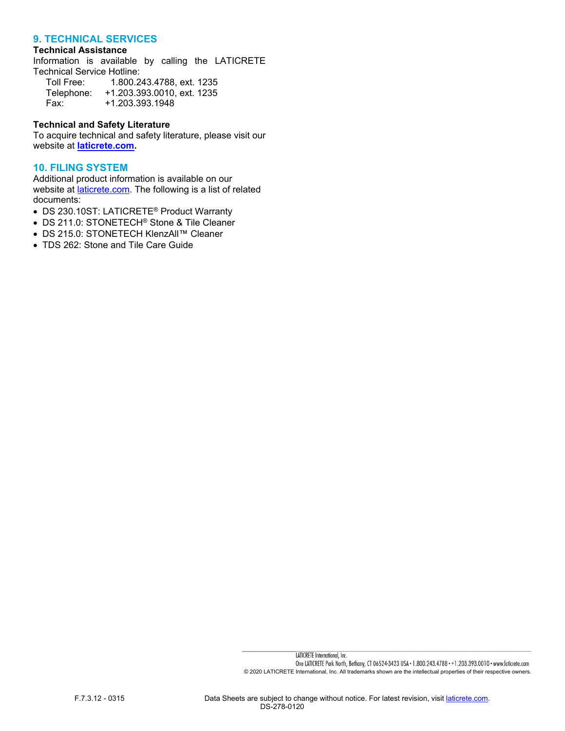## 9. TECHNICAL SERVICES

**Technical Assistance**

Information is available by calling the LATICRETE Technical Service Hotline:

Toll Free: 1.800.243.4788, ext. 1235
Telephone: +1.203.393.0010, ext. 1235
Fax: +1.203.393.1948

**Technical and Safety Literature**

To acquire technical and safety literature, please visit our website at **laticrete.com.**

## 10. FILING SYSTEM

Additional product information is available on our website at laticrete.com. The following is a list of related documents:

- DS 230.10ST: LATICRETE® Product Warranty
- DS 211.0: STONETECH® Stone & Tile Cleaner
- DS 215.0: STONETECH KlenzAll™ Cleaner
- TDS 262: Stone and Tile Care Guide

LATICRETE International, Inc.
One LATICRETE Park North, Bethany, CT 06524-3423 USA • 1.800.243.4788 • +1.203.393.0010 • www.laticrete.com
© 2020 LATICRETE International, Inc. All trademarks shown are the intellectual properties of their respective owners.

F.7.3.12 - 0315

Data Sheets are subject to change without notice. For latest revision, visit laticrete.com.
DS-278-0120